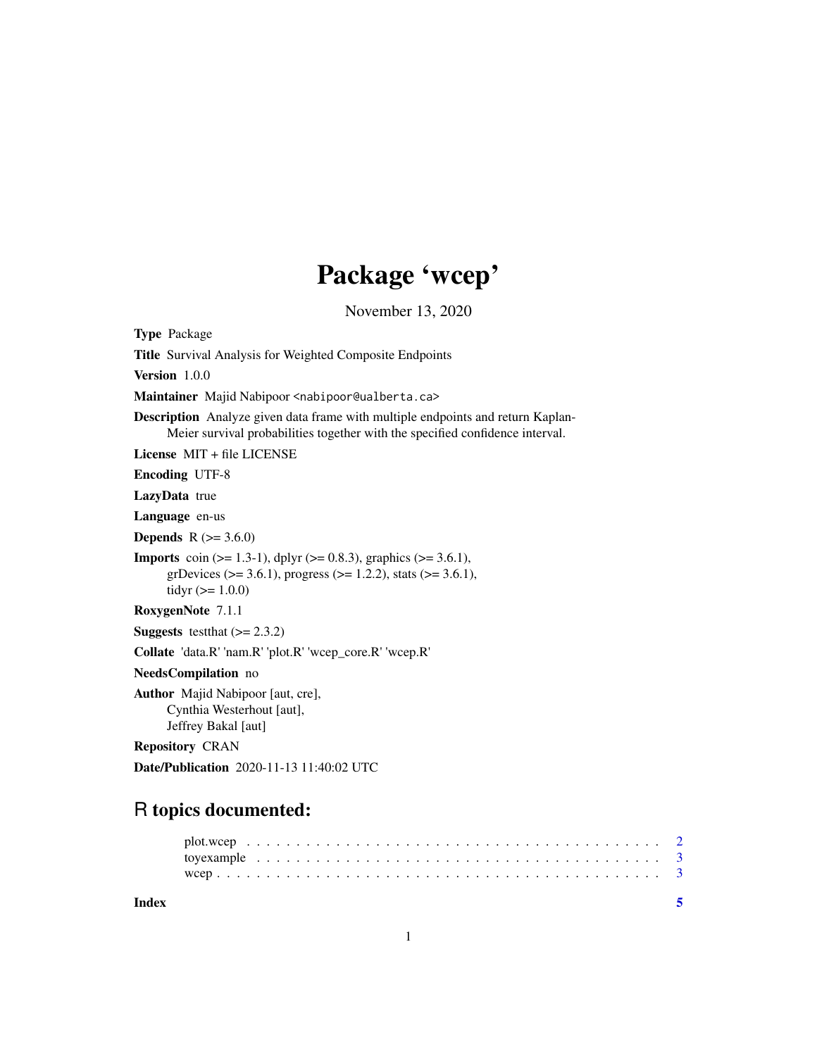# Package 'wcep'

November 13, 2020

**Type** Package

**Title** Survival Analysis for Weighted Composite Endpoints

**Version** 1.0.0

**Maintainer** Majid Nabipoor <nabipoor@ualberta.ca>

**Description** Analyze given data frame with multiple endpoints and return Kaplan-Meier survival probabilities together with the specified confidence interval.

**License** MIT + file LICENSE

**Encoding** UTF-8

**LazyData** true

**Language** en-us

**Depends** R (>= 3.6.0)

**Imports** coin (>= 1.3-1), dplyr (>= 0.8.3), graphics (>= 3.6.1), grDevices (>= 3.6.1), progress (>= 1.2.2), stats (>= 3.6.1), tidyr (>= 1.0.0)

**RoxygenNote** 7.1.1

**Suggests** testthat (>= 2.3.2)

**Collate** 'data.R' 'nam.R' 'plot.R' 'wcep_core.R' 'wcep.R'

**NeedsCompilation** no

**Author** Majid Nabipoor [aut, cre], Cynthia Westerhout [aut], Jeffrey Bakal [aut]

**Repository** CRAN

**Date/Publication** 2020-11-13 11:40:02 UTC

## R topics documented:

- plot.wcep . . . . . . . . . . . . . . . . . . . . . . . . . . . . . . . . . . . . . . . . 2
- toyexample . . . . . . . . . . . . . . . . . . . . . . . . . . . . . . . . . . . . . . . 3
- wcep . . . . . . . . . . . . . . . . . . . . . . . . . . . . . . . . . . . . . . . . . . . 3

**Index** 5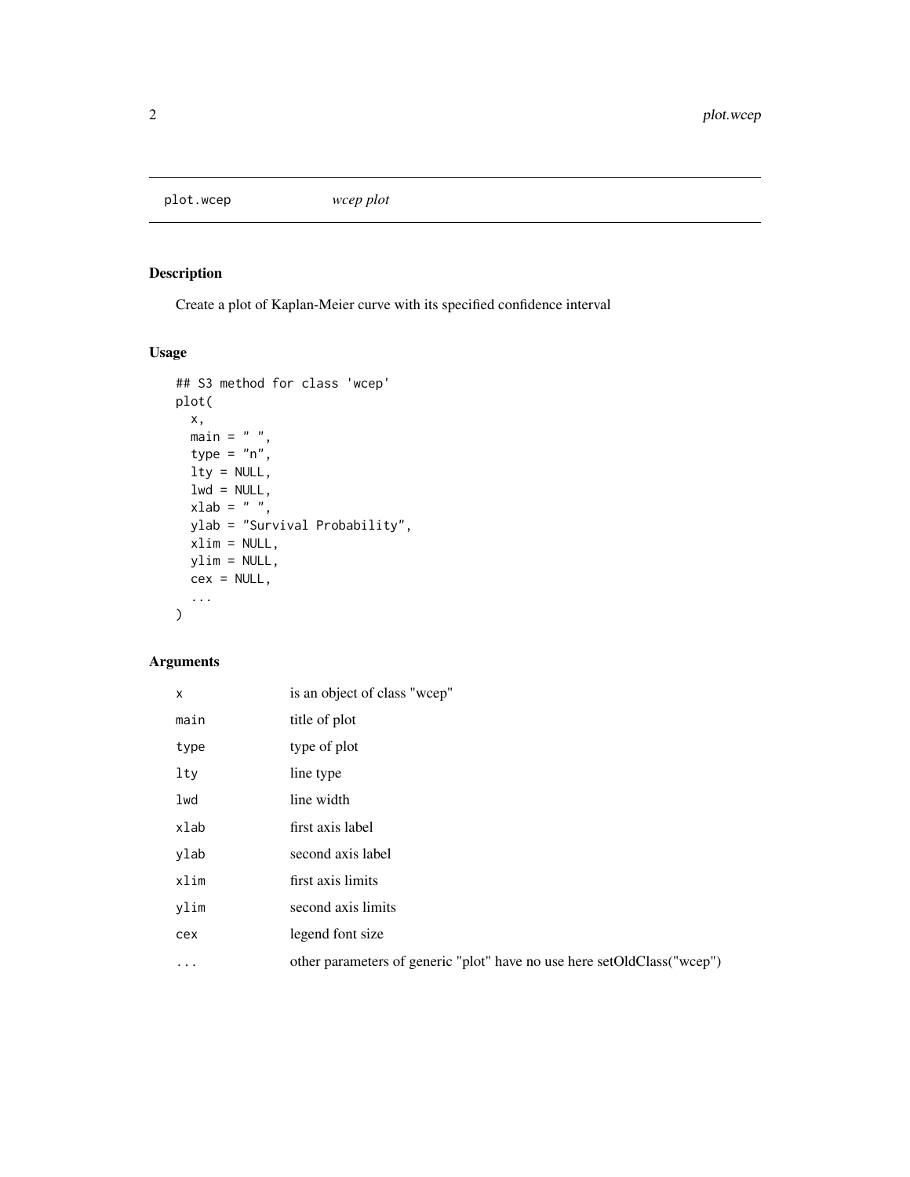plot.wcep *wcep plot*

## Description

Create a plot of Kaplan-Meier curve with its specified confidence interval

## Usage

```
## S3 method for class 'wcep'
plot(
  x,
  main = " ",
  type = "n",
  lty = NULL,
  lwd = NULL,
  xlab = " ",
  ylab = "Survival Probability",
  xlim = NULL,
  ylim = NULL,
  cex = NULL,
  ...
)
```

## Arguments

| | |
|---|---|
| x | is an object of class "wcep" |
| main | title of plot |
| type | type of plot |
| lty | line type |
| lwd | line width |
| xlab | first axis label |
| ylab | second axis label |
| xlim | first axis limits |
| ylim | second axis limits |
| cex | legend font size |
| ... | other parameters of generic "plot" have no use here setOldClass("wcep") |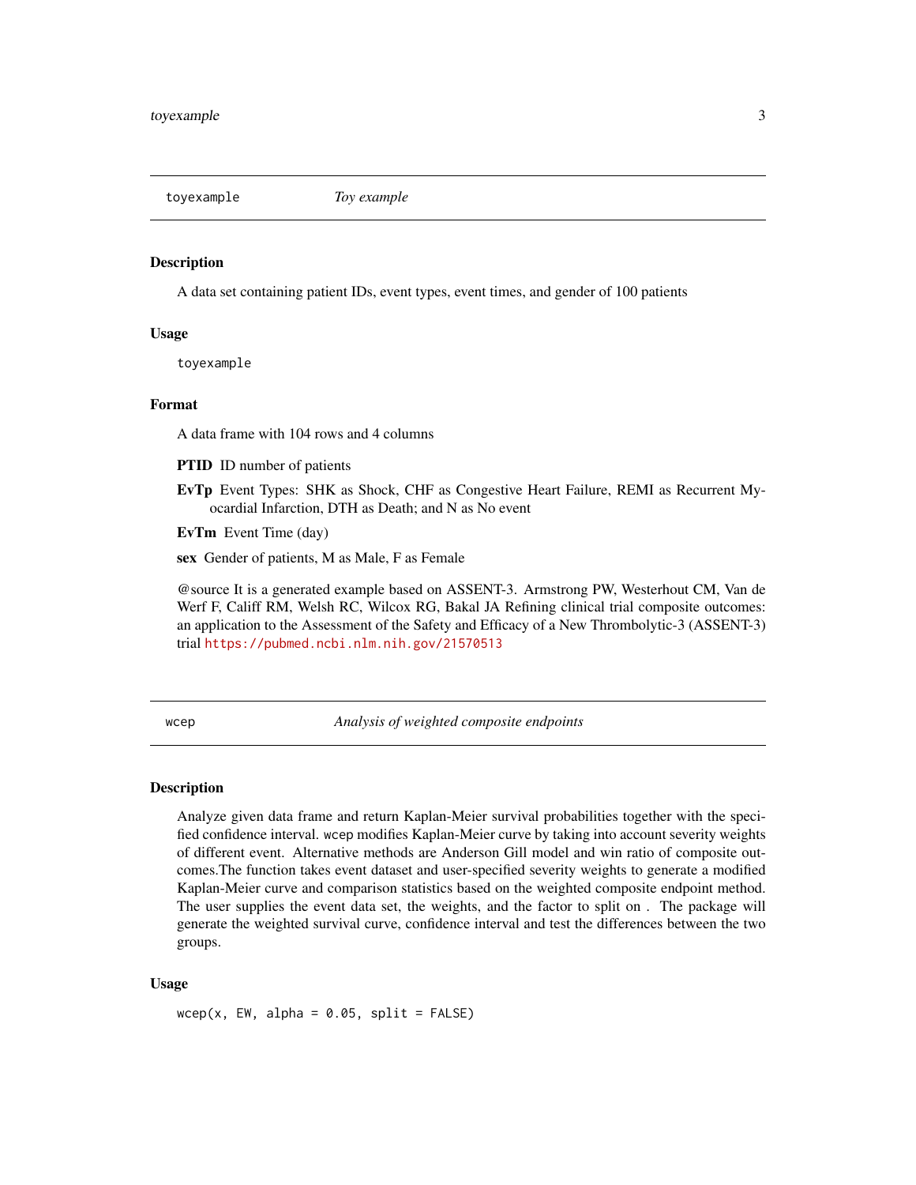## toyexample — *Toy example*

### Description

A data set containing patient IDs, event types, event times, and gender of 100 patients

### Usage

```
toyexample
```

### Format

A data frame with 104 rows and 4 columns

- **PTID** ID number of patients
- **EvTp** Event Types: SHK as Shock, CHF as Congestive Heart Failure, REMI as Recurrent Myocardial Infarction, DTH as Death; and N as No event
- **EvTm** Event Time (day)
- **sex** Gender of patients, M as Male, F as Female

@source It is a generated example based on ASSENT-3. Armstrong PW, Westerhout CM, Van de Werf F, Califf RM, Welsh RC, Wilcox RG, Bakal JA Refining clinical trial composite outcomes: an application to the Assessment of the Safety and Efficacy of a New Thrombolytic-3 (ASSENT-3) trial https://pubmed.ncbi.nlm.nih.gov/21570513

## wcep — *Analysis of weighted composite endpoints*

### Description

Analyze given data frame and return Kaplan-Meier survival probabilities together with the specified confidence interval. wcep modifies Kaplan-Meier curve by taking into account severity weights of different event. Alternative methods are Anderson Gill model and win ratio of composite outcomes.The function takes event dataset and user-specified severity weights to generate a modified Kaplan-Meier curve and comparison statistics based on the weighted composite endpoint method. The user supplies the event data set, the weights, and the factor to split on . The package will generate the weighted survival curve, confidence interval and test the differences between the two groups.

### Usage

```
wcep(x, EW, alpha = 0.05, split = FALSE)
```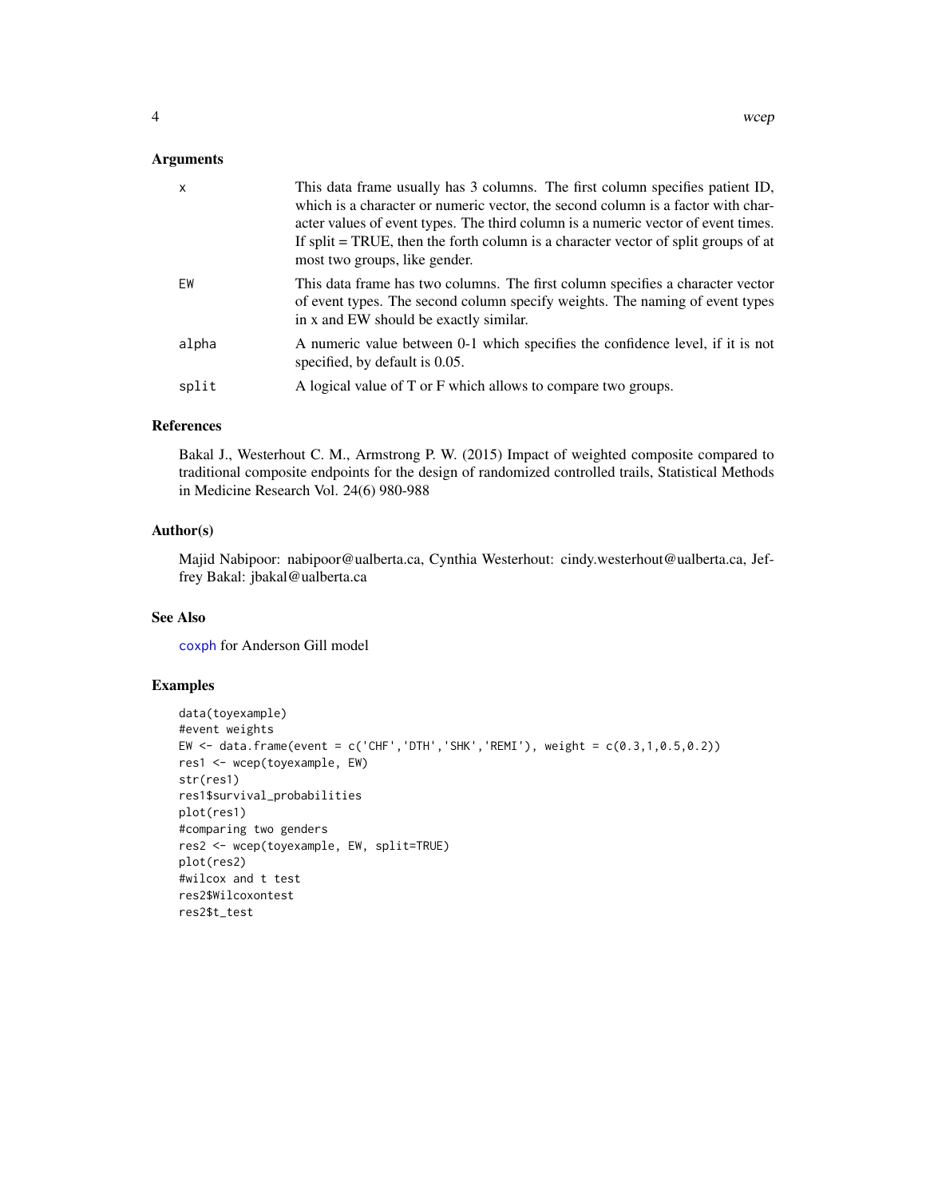### Arguments

| | |
|---|---|
| x | This data frame usually has 3 columns. The first column specifies patient ID, which is a character or numeric vector, the second column is a factor with character values of event types. The third column is a numeric vector of event times. If split = TRUE, then the forth column is a character vector of split groups of at most two groups, like gender. |
| EW | This data frame has two columns. The first column specifies a character vector of event types. The second column specify weights. The naming of event types in x and EW should be exactly similar. |
| alpha | A numeric value between 0-1 which specifies the confidence level, if it is not specified, by default is 0.05. |
| split | A logical value of T or F which allows to compare two groups. |

### References

Bakal J., Westerhout C. M., Armstrong P. W. (2015) Impact of weighted composite compared to traditional composite endpoints for the design of randomized controlled trails, Statistical Methods in Medicine Research Vol. 24(6) 980-988

### Author(s)

Majid Nabipoor: nabipoor@ualberta.ca, Cynthia Westerhout: cindy.westerhout@ualberta.ca, Jeffrey Bakal: jbakal@ualberta.ca

### See Also

coxph for Anderson Gill model

### Examples

```
data(toyexample)
#event weights
EW <- data.frame(event = c('CHF','DTH','SHK','REMI'), weight = c(0.3,1,0.5,0.2))
res1 <- wcep(toyexample, EW)
str(res1)
res1$survival_probabilities
plot(res1)
#comparing two genders
res2 <- wcep(toyexample, EW, split=TRUE)
plot(res2)
#wilcox and t test
res2$Wilcoxontest
res2$t_test
```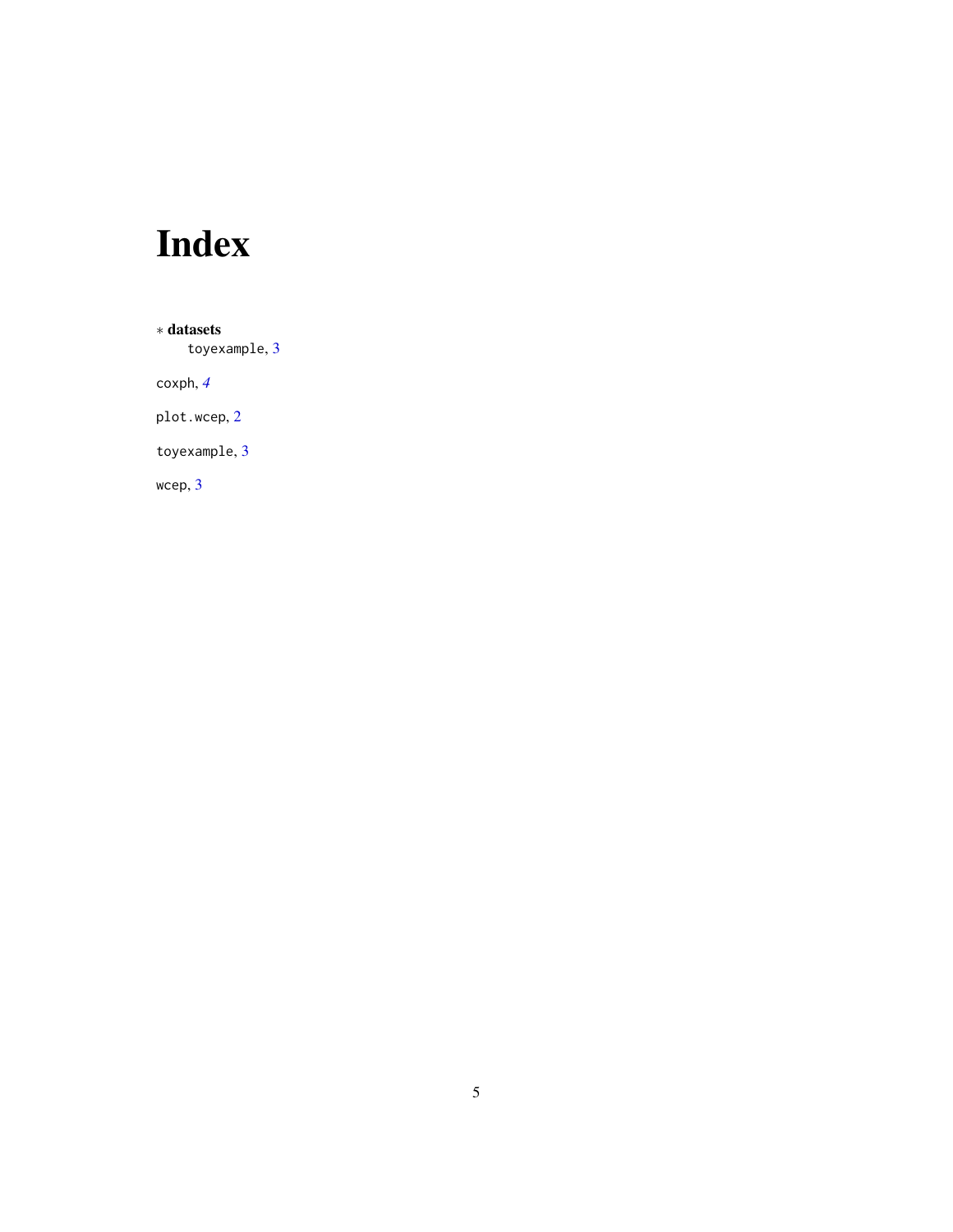# Index

∗ **datasets**
    toyexample, 3

coxph, *4*

plot.wcep, 2

toyexample, 3

wcep, 3